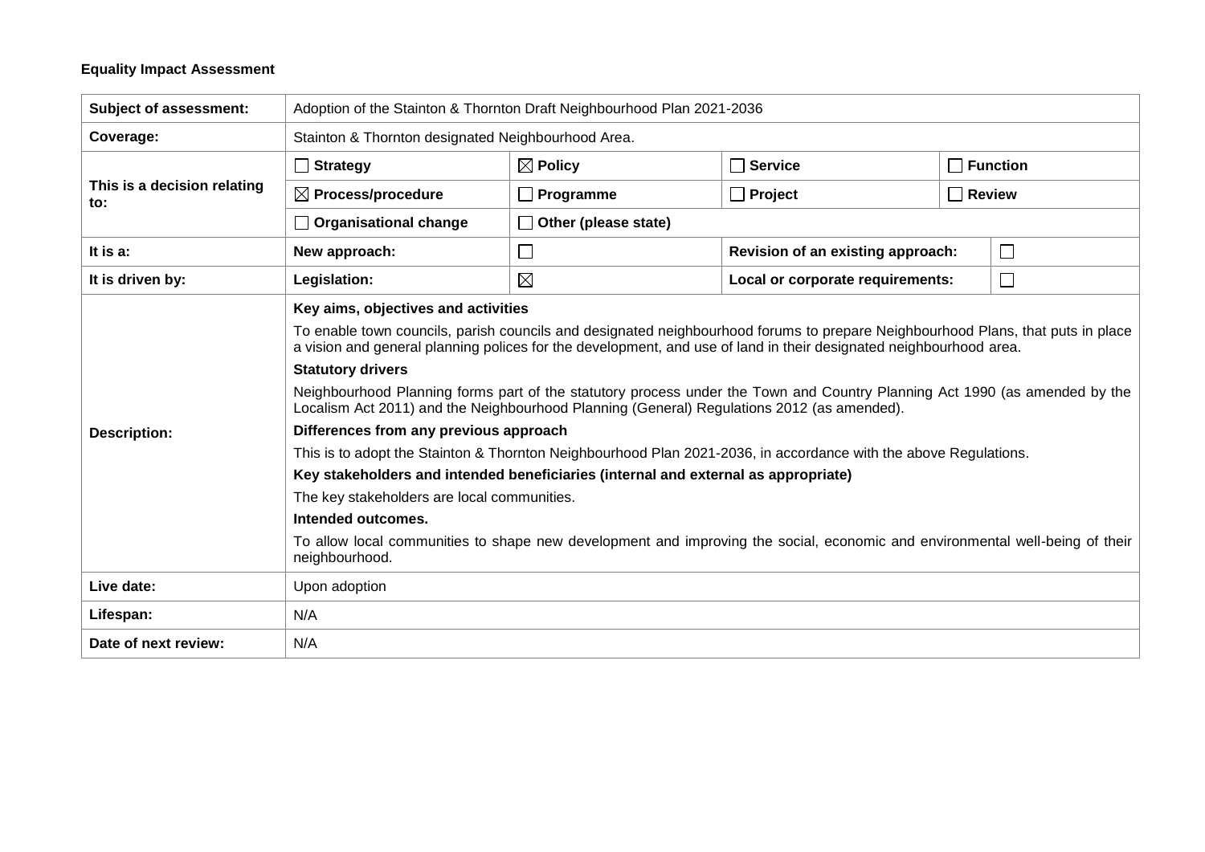**Equality Impact Assessment**

| | | | | | |
|---|---|---|---|---|---|
| **Subject of assessment:** | Adoption of the Stainton & Thornton Draft Neighbourhood Plan 2021-2036 | | | | |
| **Coverage:** | Stainton & Thornton designated Neighbourhood Area. | | | | |
| **This is a decision relating to:** | ☐ **Strategy** | ☒ **Policy** | ☐ **Service** | ☐ **Function** | |
| | ☒ **Process/procedure** | ☐ **Programme** | ☐ **Project** | ☐ **Review** | |
| | ☐ **Organisational change** | ☐ **Other (please state)** | | | |
| **It is a:** | **New approach:** | ☐ | **Revision of an existing approach:** | ☐ | |
| **It is driven by:** | **Legislation:** | ☒ | **Local or corporate requirements:** | ☐ | |
| **Description:** | **Key aims, objectives and activities**<br>To enable town councils, parish councils and designated neighbourhood forums to prepare Neighbourhood Plans, that puts in place a vision and general planning polices for the development, and use of land in their designated neighbourhood area.<br>**Statutory drivers**<br>Neighbourhood Planning forms part of the statutory process under the Town and Country Planning Act 1990 (as amended by the Localism Act 2011) and the Neighbourhood Planning (General) Regulations 2012 (as amended).<br>**Differences from any previous approach**<br>This is to adopt the Stainton & Thornton Neighbourhood Plan 2021-2036, in accordance with the above Regulations.<br>**Key stakeholders and intended beneficiaries (internal and external as appropriate)**<br>The key stakeholders are local communities.<br>**Intended outcomes.**<br>To allow local communities to shape new development and improving the social, economic and environmental well-being of their neighbourhood. | | | | |
| **Live date:** | Upon adoption | | | | |
| **Lifespan:** | N/A | | | | |
| **Date of next review:** | N/A | | | | |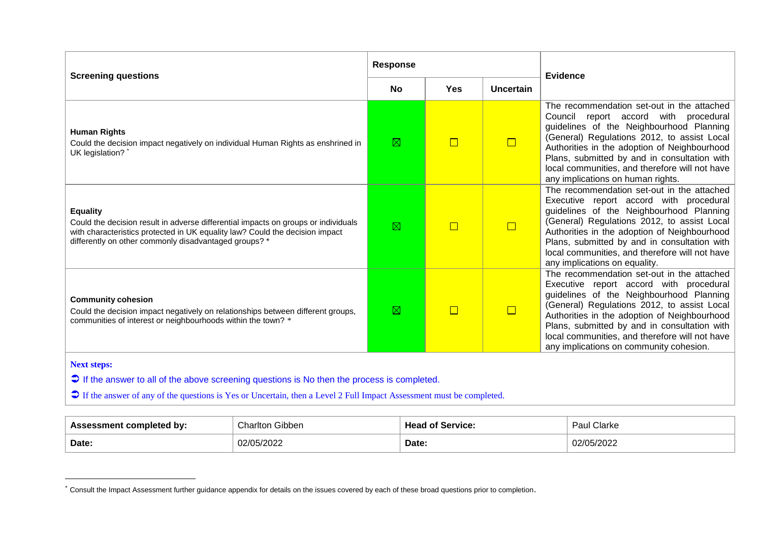| Screening questions | Response | | | Evidence |
|---|---|---|---|---|
| | No | Yes | Uncertain | |
| **Human Rights**<br>Could the decision impact negatively on individual Human Rights as enshrined in UK legislation? * | ☒ | ☐ | ☐ | The recommendation set-out in the attached Council report accord with procedural guidelines of the Neighbourhood Planning (General) Regulations 2012, to assist Local Authorities in the adoption of Neighbourhood Plans, submitted by and in consultation with local communities, and therefore will not have any implications on human rights. |
| **Equality**<br>Could the decision result in adverse differential impacts on groups or individuals with characteristics protected in UK equality law? Could the decision impact differently on other commonly disadvantaged groups? * | ☒ | ☐ | ☐ | The recommendation set-out in the attached Executive report accord with procedural guidelines of the Neighbourhood Planning (General) Regulations 2012, to assist Local Authorities in the adoption of Neighbourhood Plans, submitted by and in consultation with local communities, and therefore will not have any implications on equality. |
| **Community cohesion**<br>Could the decision impact negatively on relationships between different groups, communities of interest or neighbourhoods within the town? * | ☒ | ☐ | ☐ | The recommendation set-out in the attached Executive report accord with procedural guidelines of the Neighbourhood Planning (General) Regulations 2012, to assist Local Authorities in the adoption of Neighbourhood Plans, submitted by and in consultation with local communities, and therefore will not have any implications on community cohesion. |

**Next steps:**

➲ If the answer to all of the above screening questions is No then the process is completed.

➲ If the answer of any of the questions is Yes or Uncertain, then a Level 2 Full Impact Assessment must be completed.

| | | | |
|---|---|---|---|
| **Assessment completed by:** | Charlton Gibben | **Head of Service:** | Paul Clarke |
| **Date:** | 02/05/2022 | **Date:** | 02/05/2022 |

* Consult the Impact Assessment further guidance appendix for details on the issues covered by each of these broad questions prior to completion.